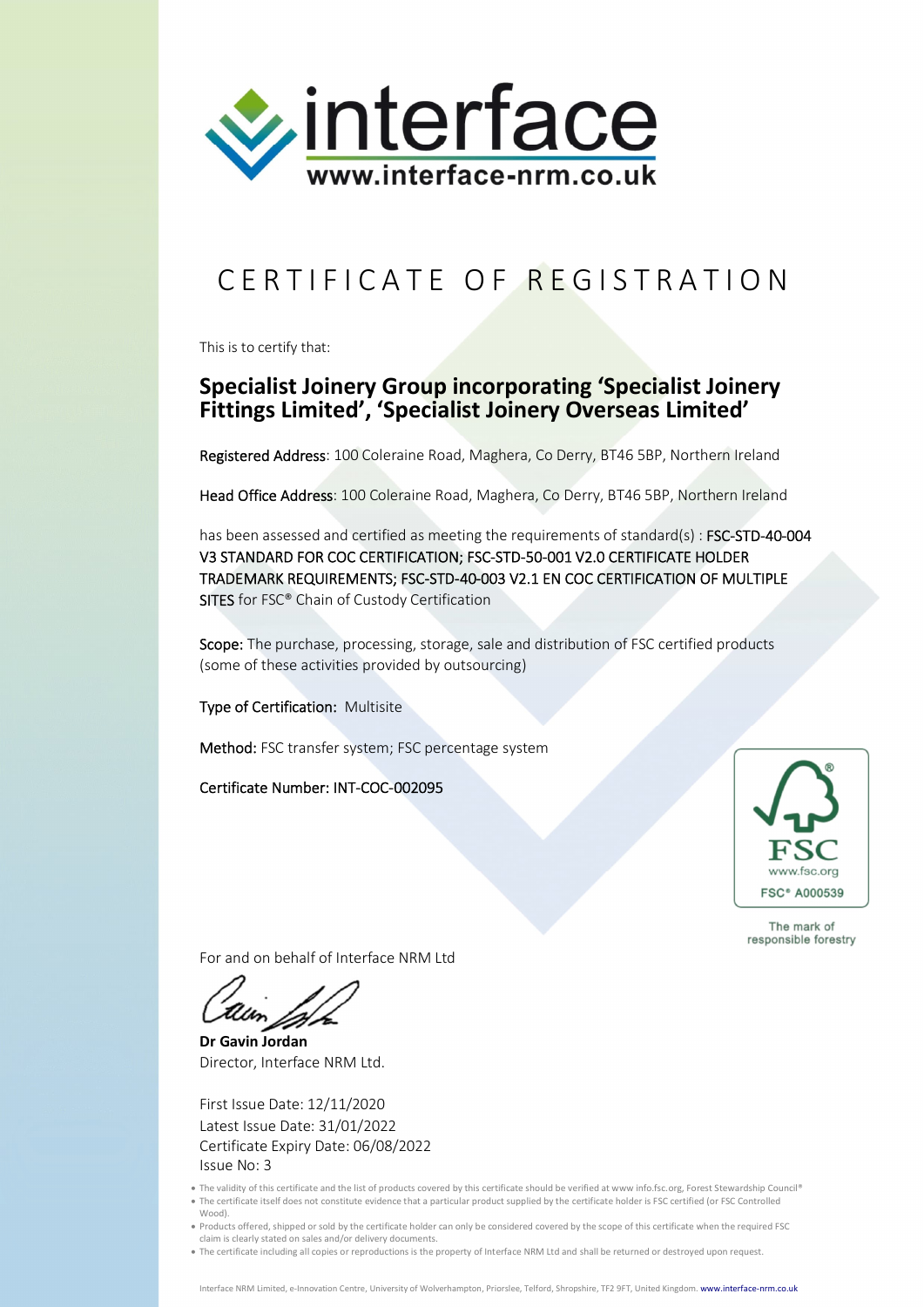interface
www.interface-nrm.co.uk

# CERTIFICATE OF REGISTRATION

This is to certify that:

## Specialist Joinery Group incorporating 'Specialist Joinery Fittings Limited', 'Specialist Joinery Overseas Limited'

Registered Address: 100 Coleraine Road, Maghera, Co Derry, BT46 5BP, Northern Ireland

Head Office Address: 100 Coleraine Road, Maghera, Co Derry, BT46 5BP, Northern Ireland

has been assessed and certified as meeting the requirements of standard(s) : FSC-STD-40-004 V3 STANDARD FOR COC CERTIFICATION; FSC-STD-50-001 V2.0 CERTIFICATE HOLDER TRADEMARK REQUIREMENTS; FSC-STD-40-003 V2.1 EN COC CERTIFICATION OF MULTIPLE SITES for FSC® Chain of Custody Certification

Scope: The purchase, processing, storage, sale and distribution of FSC certified products (some of these activities provided by outsourcing)

Type of Certification: Multisite

Method: FSC transfer system; FSC percentage system

Certificate Number: INT-COC-002095

FSC
www.fsc.org
FSC® A000539

The mark of responsible forestry

For and on behalf of Interface NRM Ltd

**Dr Gavin Jordan**
Director, Interface NRM Ltd.

First Issue Date: 12/11/2020
Latest Issue Date: 31/01/2022
Certificate Expiry Date: 06/08/2022
Issue No: 3

- The validity of this certificate and the list of products covered by this certificate should be verified at www info.fsc.org, Forest Stewardship Council®
- The certificate itself does not constitute evidence that a particular product supplied by the certificate holder is FSC certified (or FSC Controlled Wood).
- Products offered, shipped or sold by the certificate holder can only be considered covered by the scope of this certificate when the required FSC claim is clearly stated on sales and/or delivery documents.
- The certificate including all copies or reproductions is the property of Interface NRM Ltd and shall be returned or destroyed upon request.

Interface NRM Limited, e-Innovation Centre, University of Wolverhampton, Priorslee, Telford, Shropshire, TF2 9FT, United Kingdom. www.interface-nrm.co.uk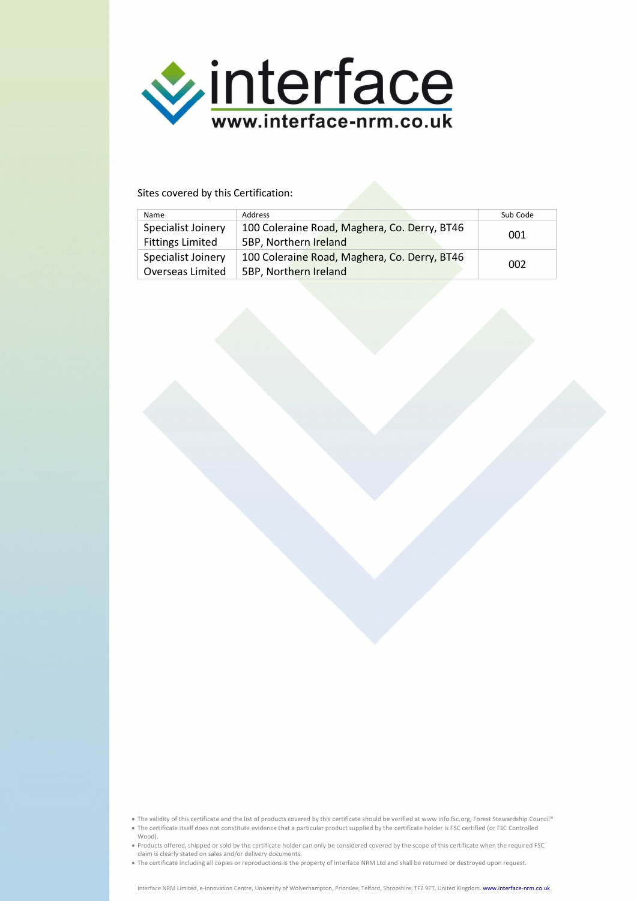Sites covered by this Certification:

| Name | Address | Sub Code |
|---|---|---|
| Specialist Joinery Fittings Limited | 100 Coleraine Road, Maghera, Co. Derry, BT46 5BP, Northern Ireland | 001 |
| Specialist Joinery Overseas Limited | 100 Coleraine Road, Maghera, Co. Derry, BT46 5BP, Northern Ireland | 002 |

- The validity of this certificate and the list of products covered by this certificate should be verified at www info.fsc.org, Forest Stewardship Council®
- The certificate itself does not constitute evidence that a particular product supplied by the certificate holder is FSC certified (or FSC Controlled Wood).
- Products offered, shipped or sold by the certificate holder can only be considered covered by the scope of this certificate when the required FSC claim is clearly stated on sales and/or delivery documents.
- The certificate including all copies or reproductions is the property of Interface NRM Ltd and shall be returned or destroyed upon request.

Interface NRM Limited, e-Innovation Centre, University of Wolverhampton, Priorslee, Telford, Shropshire, TF2 9FT, United Kingdom. www.interface-nrm.co.uk